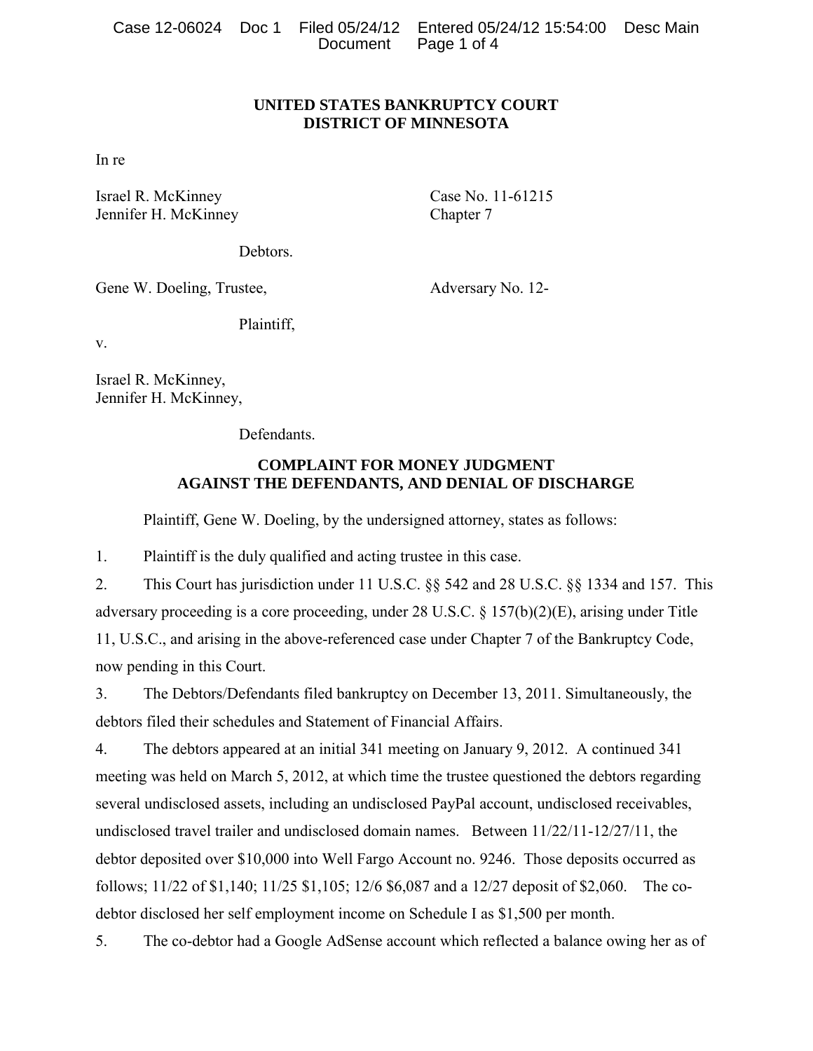**UNITED STATES BANKRUPTCY COURT**
**DISTRICT OF MINNESOTA**

In re

Israel R. McKinney
Jennifer H. McKinney

Case No. 11-61215
Chapter 7

Debtors.

Gene W. Doeling, Trustee,

Adversary No. 12-

Plaintiff,

v.

Israel R. McKinney,
Jennifer H. McKinney,

Defendants.

**COMPLAINT FOR MONEY JUDGMENT AGAINST THE DEFENDANTS, AND DENIAL OF DISCHARGE**

Plaintiff, Gene W. Doeling, by the undersigned attorney, states as follows:

1. Plaintiff is the duly qualified and acting trustee in this case.

2. This Court has jurisdiction under 11 U.S.C. §§ 542 and 28 U.S.C. §§ 1334 and 157. This adversary proceeding is a core proceeding, under 28 U.S.C. § 157(b)(2)(E), arising under Title 11, U.S.C., and arising in the above-referenced case under Chapter 7 of the Bankruptcy Code, now pending in this Court.

3. The Debtors/Defendants filed bankruptcy on December 13, 2011. Simultaneously, the debtors filed their schedules and Statement of Financial Affairs.

4. The debtors appeared at an initial 341 meeting on January 9, 2012. A continued 341 meeting was held on March 5, 2012, at which time the trustee questioned the debtors regarding several undisclosed assets, including an undisclosed PayPal account, undisclosed receivables, undisclosed travel trailer and undisclosed domain names. Between 11/22/11-12/27/11, the debtor deposited over $10,000 into Well Fargo Account no. 9246. Those deposits occurred as follows; 11/22 of $1,140; 11/25 $1,105; 12/6 $6,087 and a 12/27 deposit of $2,060. The co-debtor disclosed her self employment income on Schedule I as $1,500 per month.

5. The co-debtor had a Google AdSense account which reflected a balance owing her as of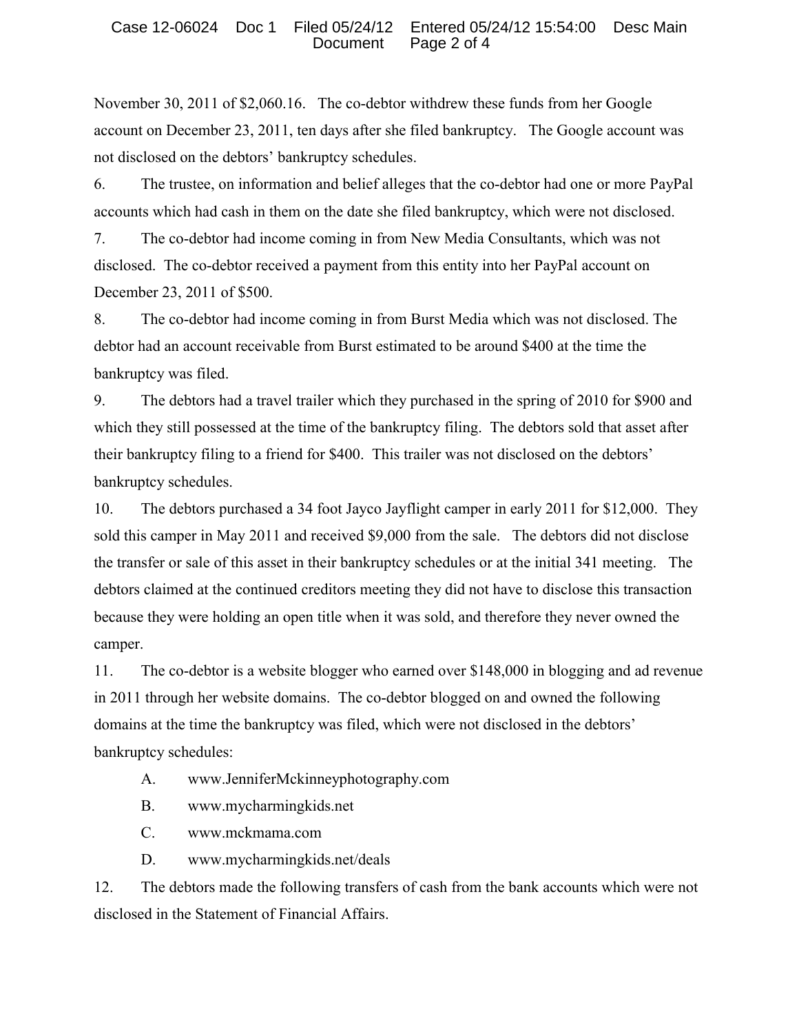November 30, 2011 of $2,060.16. The co-debtor withdrew these funds from her Google account on December 23, 2011, ten days after she filed bankruptcy. The Google account was not disclosed on the debtors' bankruptcy schedules.

6. The trustee, on information and belief alleges that the co-debtor had one or more PayPal accounts which had cash in them on the date she filed bankruptcy, which were not disclosed.

7. The co-debtor had income coming in from New Media Consultants, which was not disclosed. The co-debtor received a payment from this entity into her PayPal account on December 23, 2011 of $500.

8. The co-debtor had income coming in from Burst Media which was not disclosed. The debtor had an account receivable from Burst estimated to be around $400 at the time the bankruptcy was filed.

9. The debtors had a travel trailer which they purchased in the spring of 2010 for $900 and which they still possessed at the time of the bankruptcy filing. The debtors sold that asset after their bankruptcy filing to a friend for $400. This trailer was not disclosed on the debtors' bankruptcy schedules.

10. The debtors purchased a 34 foot Jayco Jayflight camper in early 2011 for $12,000. They sold this camper in May 2011 and received $9,000 from the sale. The debtors did not disclose the transfer or sale of this asset in their bankruptcy schedules or at the initial 341 meeting. The debtors claimed at the continued creditors meeting they did not have to disclose this transaction because they were holding an open title when it was sold, and therefore they never owned the camper.

11. The co-debtor is a website blogger who earned over $148,000 in blogging and ad revenue in 2011 through her website domains. The co-debtor blogged on and owned the following domains at the time the bankruptcy was filed, which were not disclosed in the debtors' bankruptcy schedules:

A. www.JenniferMckinneyphotography.com

B. www.mycharmingkids.net

C. www.mckmama.com

D. www.mycharmingkids.net/deals

12. The debtors made the following transfers of cash from the bank accounts which were not disclosed in the Statement of Financial Affairs.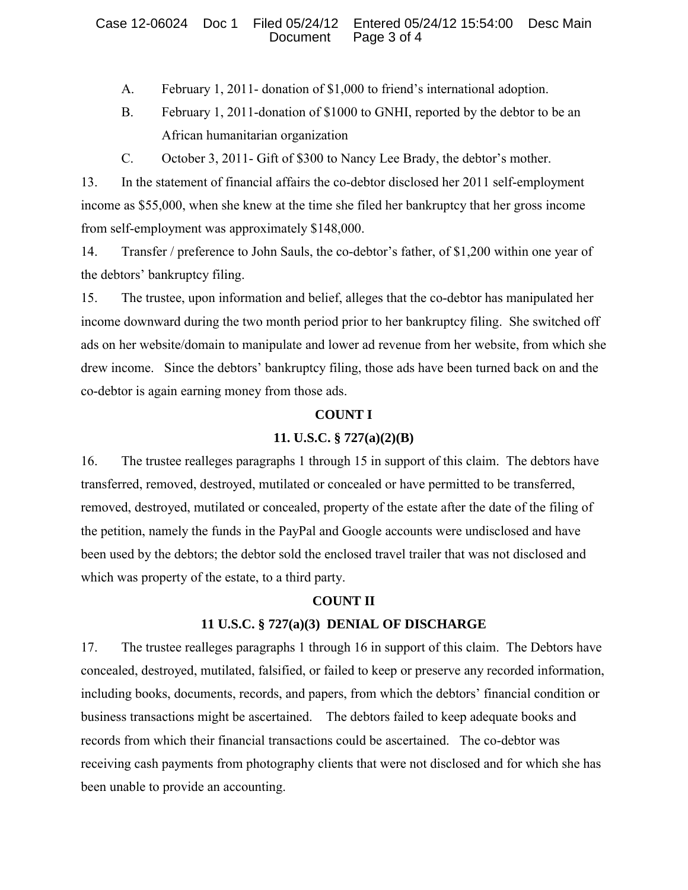A. February 1, 2011- donation of $1,000 to friend's international adoption.

B. February 1, 2011-donation of $1000 to GNHI, reported by the debtor to be an African humanitarian organization

C. October 3, 2011- Gift of $300 to Nancy Lee Brady, the debtor's mother.

13. In the statement of financial affairs the co-debtor disclosed her 2011 self-employment income as $55,000, when she knew at the time she filed her bankruptcy that her gross income from self-employment was approximately $148,000.

14. Transfer / preference to John Sauls, the co-debtor's father, of $1,200 within one year of the debtors' bankruptcy filing.

15. The trustee, upon information and belief, alleges that the co-debtor has manipulated her income downward during the two month period prior to her bankruptcy filing. She switched off ads on her website/domain to manipulate and lower ad revenue from her website, from which she drew income. Since the debtors' bankruptcy filing, those ads have been turned back on and the co-debtor is again earning money from those ads.

**COUNT I**

**11. U.S.C. § 727(a)(2)(B)**

16. The trustee realleges paragraphs 1 through 15 in support of this claim. The debtors have transferred, removed, destroyed, mutilated or concealed or have permitted to be transferred, removed, destroyed, mutilated or concealed, property of the estate after the date of the filing of the petition, namely the funds in the PayPal and Google accounts were undisclosed and have been used by the debtors; the debtor sold the enclosed travel trailer that was not disclosed and which was property of the estate, to a third party.

**COUNT II**

**11 U.S.C. § 727(a)(3) DENIAL OF DISCHARGE**

17. The trustee realleges paragraphs 1 through 16 in support of this claim. The Debtors have concealed, destroyed, mutilated, falsified, or failed to keep or preserve any recorded information, including books, documents, records, and papers, from which the debtors' financial condition or business transactions might be ascertained. The debtors failed to keep adequate books and records from which their financial transactions could be ascertained. The co-debtor was receiving cash payments from photography clients that were not disclosed and for which she has been unable to provide an accounting.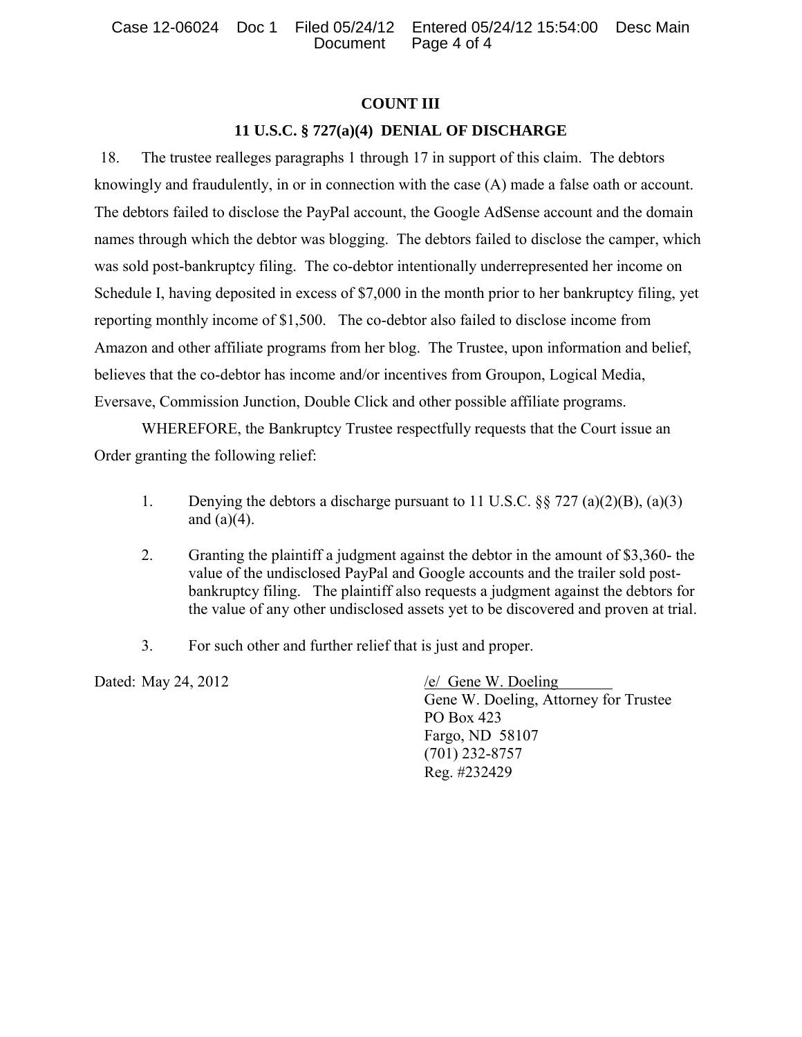**COUNT III**

**11 U.S.C. § 727(a)(4) DENIAL OF DISCHARGE**

18. The trustee realleges paragraphs 1 through 17 in support of this claim. The debtors knowingly and fraudulently, in or in connection with the case (A) made a false oath or account. The debtors failed to disclose the PayPal account, the Google AdSense account and the domain names through which the debtor was blogging. The debtors failed to disclose the camper, which was sold post-bankruptcy filing. The co-debtor intentionally underrepresented her income on Schedule I, having deposited in excess of $7,000 in the month prior to her bankruptcy filing, yet reporting monthly income of $1,500. The co-debtor also failed to disclose income from Amazon and other affiliate programs from her blog. The Trustee, upon information and belief, believes that the co-debtor has income and/or incentives from Groupon, Logical Media, Eversave, Commission Junction, Double Click and other possible affiliate programs.

WHEREFORE, the Bankruptcy Trustee respectfully requests that the Court issue an Order granting the following relief:

1. Denying the debtors a discharge pursuant to 11 U.S.C. §§ 727 (a)(2)(B), (a)(3) and (a)(4).

2. Granting the plaintiff a judgment against the debtor in the amount of $3,360- the value of the undisclosed PayPal and Google accounts and the trailer sold post-bankruptcy filing. The plaintiff also requests a judgment against the debtors for the value of any other undisclosed assets yet to be discovered and proven at trial.

3. For such other and further relief that is just and proper.

Dated: May 24, 2012

/e/ Gene W. Doeling
Gene W. Doeling, Attorney for Trustee
PO Box 423
Fargo, ND 58107
(701) 232-8757
Reg. #232429